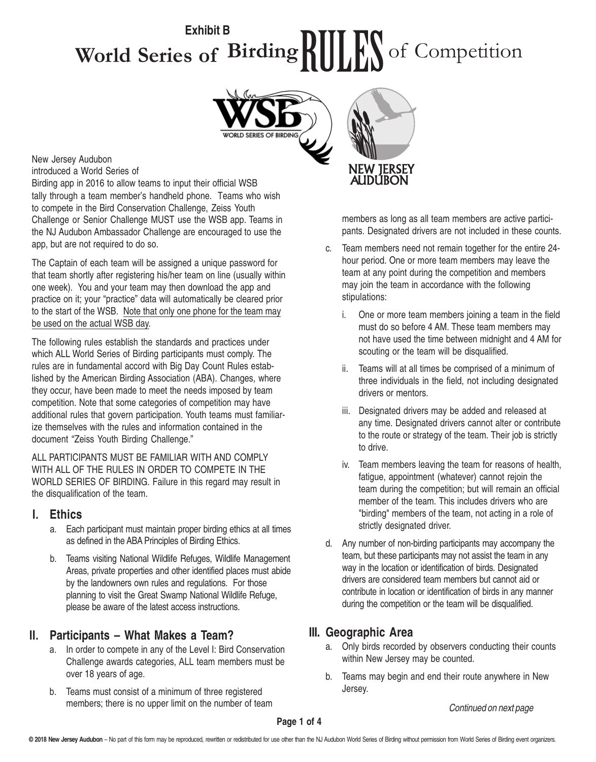**Exhibit B**

# World Series of Birding RULES of Competition

New Jersey Audubon introduced a World Series of Birding app in 2016 to allow teams to input their official WSB tally through a team member's handheld phone. Teams who wish to compete in the Bird Conservation Challenge, Zeiss Youth Challenge or Senior Challenge MUST use the WSB app. Teams in the NJ Audubon Ambassador Challenge are encouraged to use the app, but are not required to do so.

The Captain of each team will be assigned a unique password for that team shortly after registering his/her team on line (usually within one week). You and your team may then download the app and practice on it; your "practice" data will automatically be cleared prior to the start of the WSB. <u>Note that only one phone for the team may be used on the actual WSB day</u>.

The following rules establish the standards and practices under which ALL World Series of Birding participants must comply. The rules are in fundamental accord with Big Day Count Rules established by the American Birding Association (ABA). Changes, where they occur, have been made to meet the needs imposed by team competition. Note that some categories of competition may have additional rules that govern participation. Youth teams must familiarize themselves with the rules and information contained in the document "Zeiss Youth Birding Challenge."

ALL PARTICIPANTS MUST BE FAMILIAR WITH AND COMPLY WITH ALL OF THE RULES IN ORDER TO COMPETE IN THE WORLD SERIES OF BIRDING. Failure in this regard may result in the disqualification of the team.

## I. Ethics

a. Each participant must maintain proper birding ethics at all times as defined in the ABA Principles of Birding Ethics.

b. Teams visiting National Wildlife Refuges, Wildlife Management Areas, private properties and other identified places must abide by the landowners own rules and regulations. For those planning to visit the Great Swamp National Wildlife Refuge, please be aware of the latest access instructions.

## II. Participants – What Makes a Team?

a. In order to compete in any of the Level I: Bird Conservation Challenge awards categories, ALL team members must be over 18 years of age.

b. Teams must consist of a minimum of three registered members; there is no upper limit on the number of team members as long as all team members are active participants. Designated drivers are not included in these counts.

c. Team members need not remain together for the entire 24-hour period. One or more team members may leave the team at any point during the competition and members may join the team in accordance with the following stipulations:

   i. One or more team members joining a team in the field must do so before 4 AM. These team members may not have used the time between midnight and 4 AM for scouting or the team will be disqualified.

   ii. Teams will at all times be comprised of a minimum of three individuals in the field, not including designated drivers or mentors.

   iii. Designated drivers may be added and released at any time. Designated drivers cannot alter or contribute to the route or strategy of the team. Their job is strictly to drive.

   iv. Team members leaving the team for reasons of health, fatigue, appointment (whatever) cannot rejoin the team during the competition; but will remain an official member of the team. This includes drivers who are "birding" members of the team, not acting in a role of strictly designated driver.

d. Any number of non-birding participants may accompany the team, but these participants may not assist the team in any way in the location or identification of birds. Designated drivers are considered team members but cannot aid or contribute in location or identification of birds in any manner during the competition or the team will be disqualified.

## III. Geographic Area

a. Only birds recorded by observers conducting their counts within New Jersey may be counted.

b. Teams may begin and end their route anywhere in New Jersey.

*Continued on next page*

© 2018 New Jersey Audubon – No part of this form may be reproduced, rewritten or redistributed for use other than the NJ Audubon World Series of Birding without permission from World Series of Birding event organizers.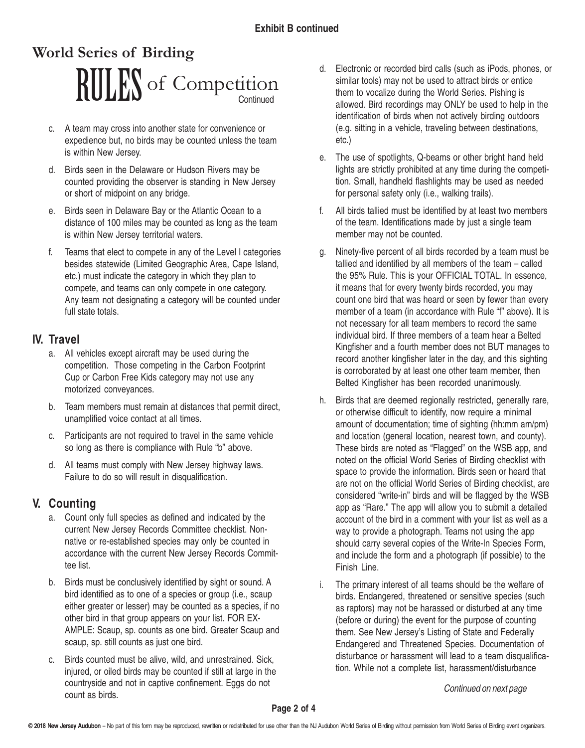**Exhibit B continued**

# World Series of Birding

## RULES of Competition Continued

c. A team may cross into another state for convenience or expedience but, no birds may be counted unless the team is within New Jersey.

d. Birds seen in the Delaware or Hudson Rivers may be counted providing the observer is standing in New Jersey or short of midpoint on any bridge.

e. Birds seen in Delaware Bay or the Atlantic Ocean to a distance of 100 miles may be counted as long as the team is within New Jersey territorial waters.

f. Teams that elect to compete in any of the Level I categories besides statewide (Limited Geographic Area, Cape Island, etc.) must indicate the category in which they plan to compete, and teams can only compete in one category. Any team not designating a category will be counted under full state totals.

## IV. Travel

a. All vehicles except aircraft may be used during the competition. Those competing in the Carbon Footprint Cup or Carbon Free Kids category may not use any motorized conveyances.

b. Team members must remain at distances that permit direct, unamplified voice contact at all times.

c. Participants are not required to travel in the same vehicle so long as there is compliance with Rule "b" above.

d. All teams must comply with New Jersey highway laws. Failure to do so will result in disqualification.

## V. Counting

a. Count only full species as defined and indicated by the current New Jersey Records Committee checklist. Non-native or re-established species may only be counted in accordance with the current New Jersey Records Committee list.

b. Birds must be conclusively identified by sight or sound. A bird identified as to one of a species or group (i.e., scaup either greater or lesser) may be counted as a species, if no other bird in that group appears on your list. FOR EXAMPLE: Scaup, sp. counts as one bird. Greater Scaup and scaup, sp. still counts as just one bird.

c. Birds counted must be alive, wild, and unrestrained. Sick, injured, or oiled birds may be counted if still at large in the countryside and not in captive confinement. Eggs do not count as birds.

d. Electronic or recorded bird calls (such as iPods, phones, or similar tools) may not be used to attract birds or entice them to vocalize during the World Series. Pishing is allowed. Bird recordings may ONLY be used to help in the identification of birds when not actively birding outdoors (e.g. sitting in a vehicle, traveling between destinations, etc.)

e. The use of spotlights, Q-beams or other bright hand held lights are strictly prohibited at any time during the competition. Small, handheld flashlights may be used as needed for personal safety only (i.e., walking trails).

f. All birds tallied must be identified by at least two members of the team. Identifications made by just a single team member may not be counted.

g. Ninety-five percent of all birds recorded by a team must be tallied and identified by all members of the team – called the 95% Rule. This is your OFFICIAL TOTAL. In essence, it means that for every twenty birds recorded, you may count one bird that was heard or seen by fewer than every member of a team (in accordance with Rule "f" above). It is not necessary for all team members to record the same individual bird. If three members of a team hear a Belted Kingfisher and a fourth member does not BUT manages to record another kingfisher later in the day, and this sighting is corroborated by at least one other team member, then Belted Kingfisher has been recorded unanimously.

h. Birds that are deemed regionally restricted, generally rare, or otherwise difficult to identify, now require a minimal amount of documentation; time of sighting (hh:mm am/pm) and location (general location, nearest town, and county). These birds are noted as "Flagged" on the WSB app, and noted on the official World Series of Birding checklist with space to provide the information. Birds seen or heard that are not on the official World Series of Birding checklist, are considered "write-in" birds and will be flagged by the WSB app as "Rare." The app will allow you to submit a detailed account of the bird in a comment with your list as well as a way to provide a photograph. Teams not using the app should carry several copies of the Write-In Species Form, and include the form and a photograph (if possible) to the Finish Line.

i. The primary interest of all teams should be the welfare of birds. Endangered, threatened or sensitive species (such as raptors) may not be harassed or disturbed at any time (before or during) the event for the purpose of counting them. See New Jersey's Listing of State and Federally Endangered and Threatened Species. Documentation of disturbance or harassment will lead to a team disqualification. While not a complete list, harassment/disturbance

*Continued on next page*

© 2018 New Jersey Audubon – No part of this form may be reproduced, rewritten or redistributed for use other than the NJ Audubon World Series of Birding without permission from World Series of Birding event organizers.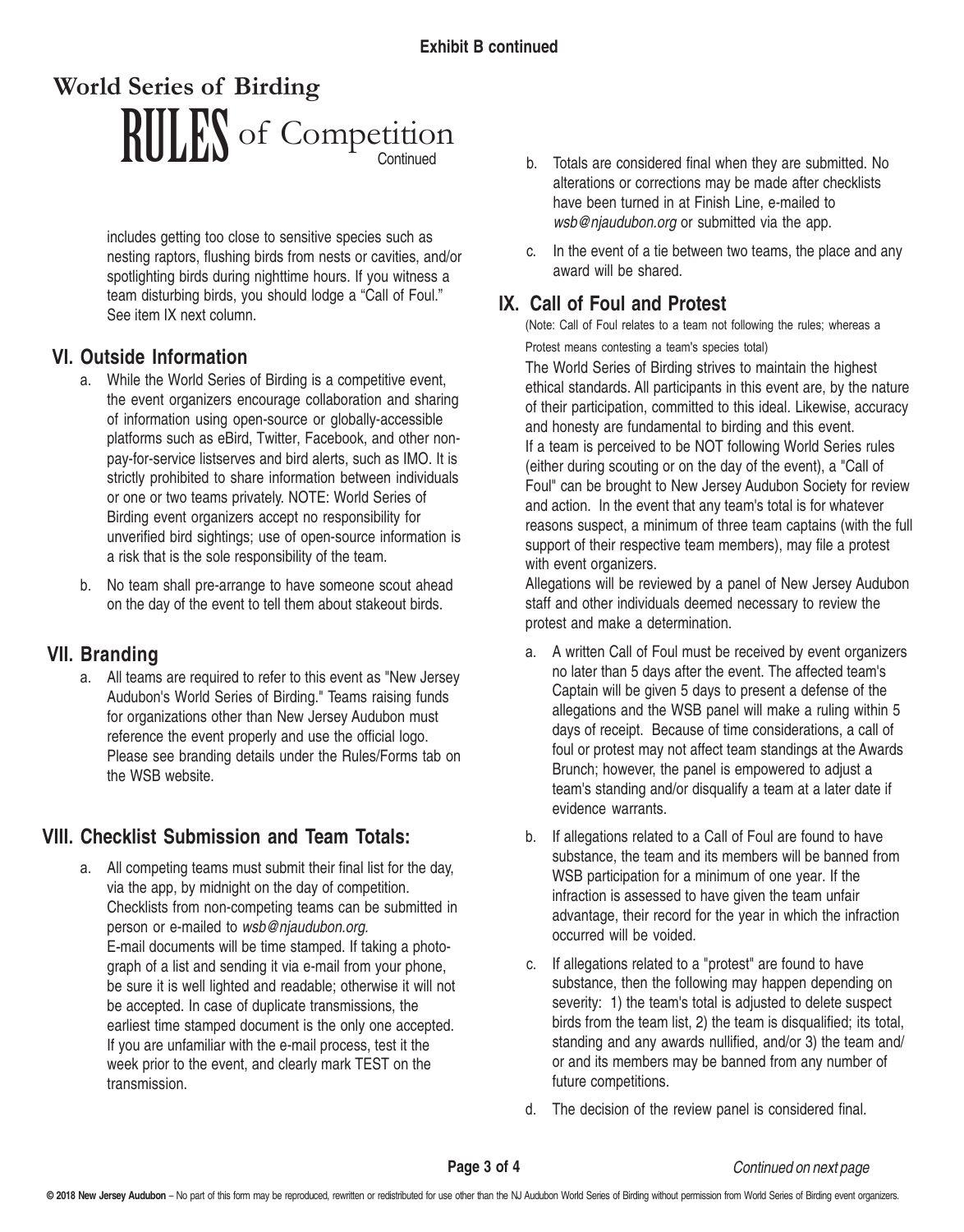**Exhibit B continued**

# World Series of Birding
## RULES of Competition
Continued

includes getting too close to sensitive species such as nesting raptors, flushing birds from nests or cavities, and/or spotlighting birds during nighttime hours. If you witness a team disturbing birds, you should lodge a "Call of Foul." See item IX next column.

## VI. Outside Information

a. While the World Series of Birding is a competitive event, the event organizers encourage collaboration and sharing of information using open-source or globally-accessible platforms such as eBird, Twitter, Facebook, and other non-pay-for-service listserves and bird alerts, such as IMO. It is strictly prohibited to share information between individuals or one or two teams privately. NOTE: World Series of Birding event organizers accept no responsibility for unverified bird sightings; use of open-source information is a risk that is the sole responsibility of the team.

b. No team shall pre-arrange to have someone scout ahead on the day of the event to tell them about stakeout birds.

## VII. Branding

a. All teams are required to refer to this event as "New Jersey Audubon's World Series of Birding." Teams raising funds for organizations other than New Jersey Audubon must reference the event properly and use the official logo. Please see branding details under the Rules/Forms tab on the WSB website.

## VIII. Checklist Submission and Team Totals:

a. All competing teams must submit their final list for the day, via the app, by midnight on the day of competition. Checklists from non-competing teams can be submitted in person or e-mailed to *wsb@njaudubon.org*.
E-mail documents will be time stamped. If taking a photograph of a list and sending it via e-mail from your phone, be sure it is well lighted and readable; otherwise it will not be accepted. In case of duplicate transmissions, the earliest time stamped document is the only one accepted. If you are unfamiliar with the e-mail process, test it the week prior to the event, and clearly mark TEST on the transmission.

b. Totals are considered final when they are submitted. No alterations or corrections may be made after checklists have been turned in at Finish Line, e-mailed to *wsb@njaudubon.org* or submitted via the app.

c. In the event of a tie between two teams, the place and any award will be shared.

## IX. Call of Foul and Protest

(Note: Call of Foul relates to a team not following the rules; whereas a Protest means contesting a team's species total)

The World Series of Birding strives to maintain the highest ethical standards. All participants in this event are, by the nature of their participation, committed to this ideal. Likewise, accuracy and honesty are fundamental to birding and this event.
If a team is perceived to be NOT following World Series rules (either during scouting or on the day of the event), a "Call of Foul" can be brought to New Jersey Audubon Society for review and action. In the event that any team's total is for whatever reasons suspect, a minimum of three team captains (with the full support of their respective team members), may file a protest with event organizers.
Allegations will be reviewed by a panel of New Jersey Audubon staff and other individuals deemed necessary to review the protest and make a determination.

a. A written Call of Foul must be received by event organizers no later than 5 days after the event. The affected team's Captain will be given 5 days to present a defense of the allegations and the WSB panel will make a ruling within 5 days of receipt. Because of time considerations, a call of foul or protest may not affect team standings at the Awards Brunch; however, the panel is empowered to adjust a team's standing and/or disqualify a team at a later date if evidence warrants.

b. If allegations related to a Call of Foul are found to have substance, the team and its members will be banned from WSB participation for a minimum of one year. If the infraction is assessed to have given the team unfair advantage, their record for the year in which the infraction occurred will be voided.

c. If allegations related to a "protest" are found to have substance, then the following may happen depending on severity: 1) the team's total is adjusted to delete suspect birds from the team list, 2) the team is disqualified; its total, standing and any awards nullified, and/or 3) the team and/or and its members may be banned from any number of future competitions.

d. The decision of the review panel is considered final.

*Continued on next page*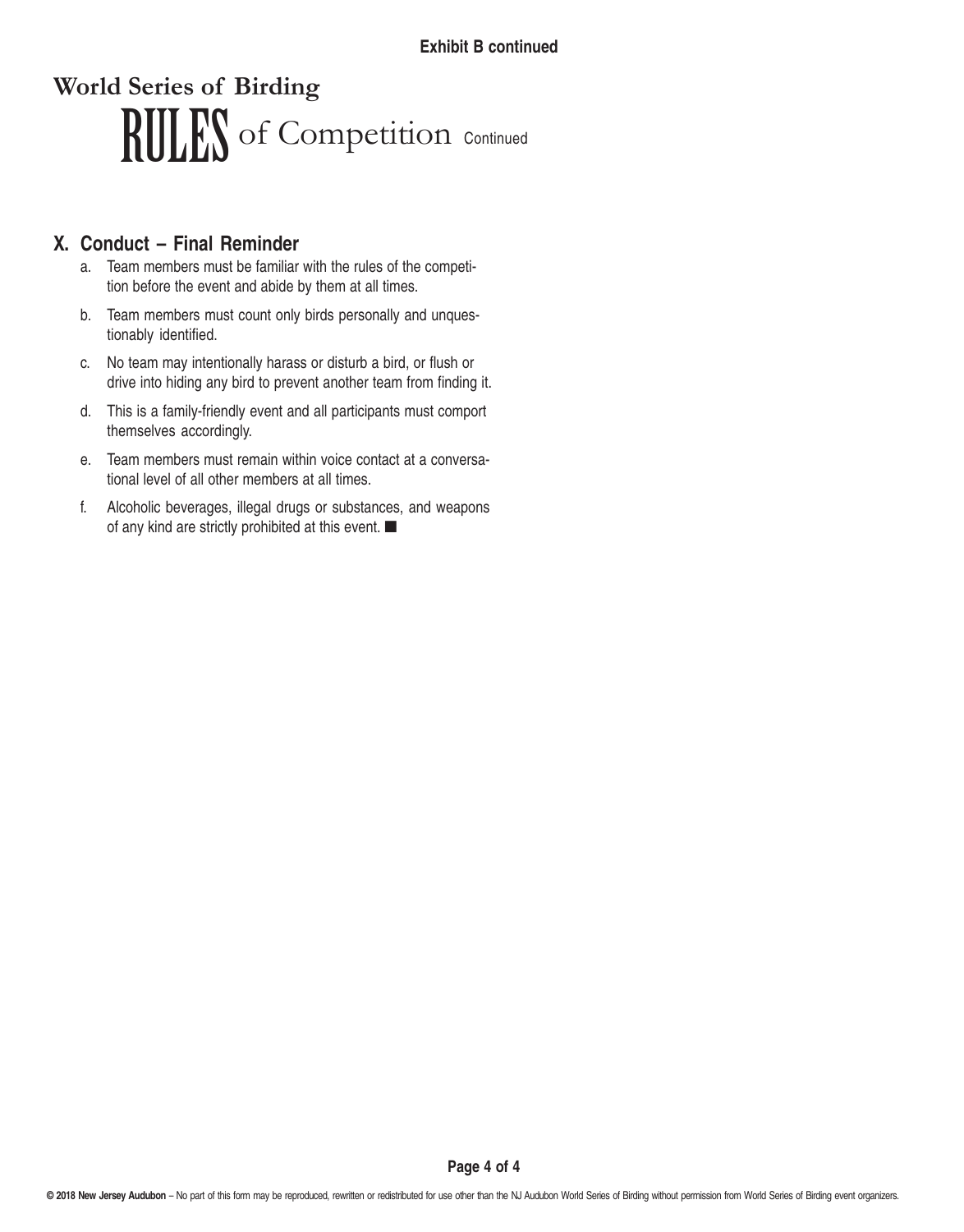**Exhibit B continued**

# World Series of Birding RULES of Competition Continued

## X. Conduct – Final Reminder

a. Team members must be familiar with the rules of the competition before the event and abide by them at all times.

b. Team members must count only birds personally and unquestionably identified.

c. No team may intentionally harass or disturb a bird, or flush or drive into hiding any bird to prevent another team from finding it.

d. This is a family-friendly event and all participants must comport themselves accordingly.

e. Team members must remain within voice contact at a conversational level of all other members at all times.

f. Alcoholic beverages, illegal drugs or substances, and weapons of any kind are strictly prohibited at this event. ■

**© 2018 New Jersey Audubon** – No part of this form may be reproduced, rewritten or redistributed for use other than the NJ Audubon World Series of Birding without permission from World Series of Birding event organizers.